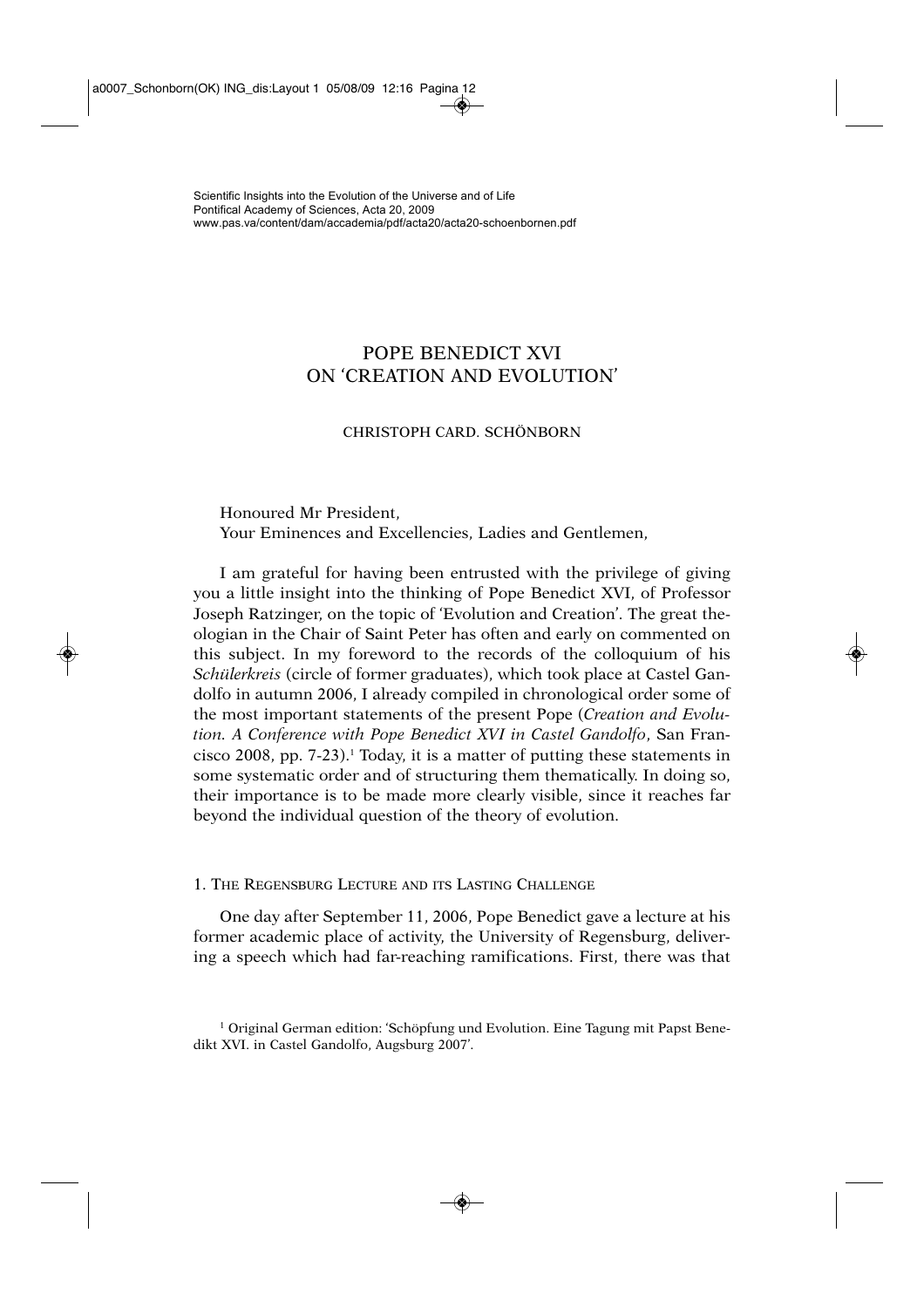# POPE BENEDICT XVI ON 'CREATION AND EVOLUTION'

CHRISTOPH CARD. SCHÖNBORN

Honoured Mr President,
Your Eminences and Excellencies, Ladies and Gentlemen,

I am grateful for having been entrusted with the privilege of giving you a little insight into the thinking of Pope Benedict XVI, of Professor Joseph Ratzinger, on the topic of 'Evolution and Creation'. The great theologian in the Chair of Saint Peter has often and early on commented on this subject. In my foreword to the records of the colloquium of his *Schülerkreis* (circle of former graduates), which took place at Castel Gandolfo in autumn 2006, I already compiled in chronological order some of the most important statements of the present Pope (*Creation and Evolution. A Conference with Pope Benedict XVI in Castel Gandolfo*, San Francisco 2008, pp. 7-23).[1] Today, it is a matter of putting these statements in some systematic order and of structuring them thematically. In doing so, their importance is to be made more clearly visible, since it reaches far beyond the individual question of the theory of evolution.

## 1. The Regensburg Lecture and its Lasting Challenge

One day after September 11, 2006, Pope Benedict gave a lecture at his former academic place of activity, the University of Regensburg, delivering a speech which had far-reaching ramifications. First, there was that

[1] Original German edition: 'Schöpfung und Evolution. Eine Tagung mit Papst Benedikt XVI. in Castel Gandolfo, Augsburg 2007'.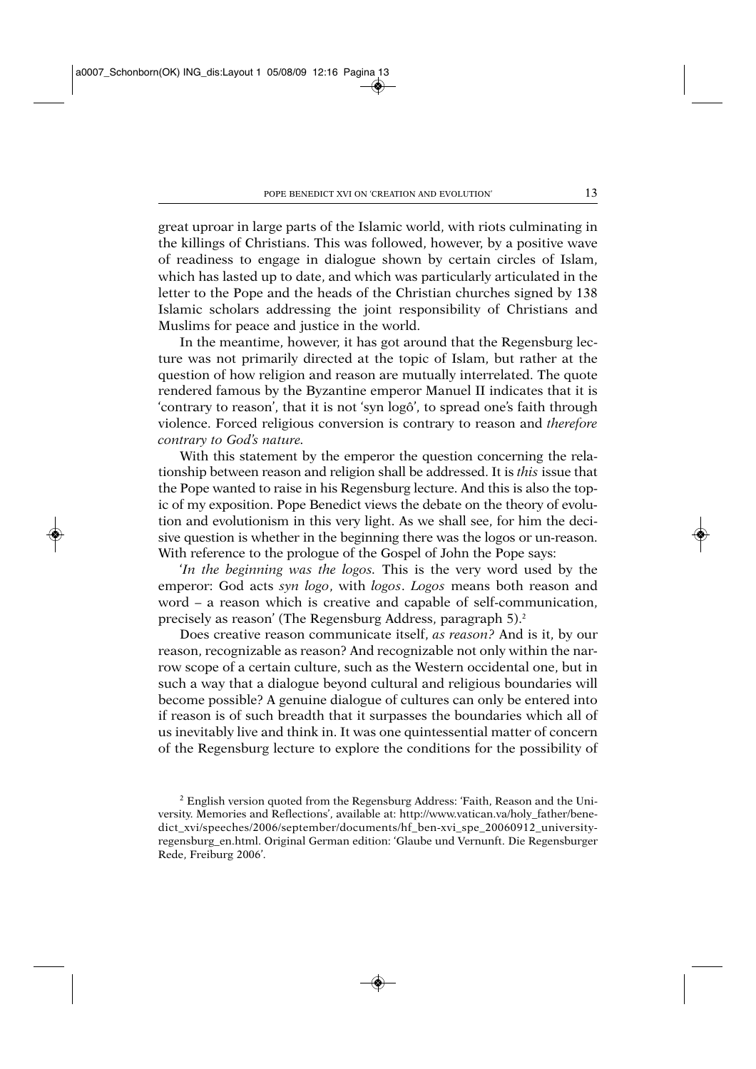great uproar in large parts of the Islamic world, with riots culminating in the killings of Christians. This was followed, however, by a positive wave of readiness to engage in dialogue shown by certain circles of Islam, which has lasted up to date, and which was particularly articulated in the letter to the Pope and the heads of the Christian churches signed by 138 Islamic scholars addressing the joint responsibility of Christians and Muslims for peace and justice in the world.

In the meantime, however, it has got around that the Regensburg lecture was not primarily directed at the topic of Islam, but rather at the question of how religion and reason are mutually interrelated. The quote rendered famous by the Byzantine emperor Manuel II indicates that it is 'contrary to reason', that it is not 'syn logô', to spread one's faith through violence. Forced religious conversion is contrary to reason and *therefore contrary to God's nature*.

With this statement by the emperor the question concerning the relationship between reason and religion shall be addressed. It is *this* issue that the Pope wanted to raise in his Regensburg lecture. And this is also the topic of my exposition. Pope Benedict views the debate on the theory of evolution and evolutionism in this very light. As we shall see, for him the decisive question is whether in the beginning there was the logos or un-reason. With reference to the prologue of the Gospel of John the Pope says:

'*In the beginning was the logos*. This is the very word used by the emperor: God acts *syn logo*, with *logos*. *Logos* means both reason and word – a reason which is creative and capable of self-communication, precisely as reason' (The Regensburg Address, paragraph 5).[2]

Does creative reason communicate itself, *as reason?* And is it, by our reason, recognizable as reason? And recognizable not only within the narrow scope of a certain culture, such as the Western occidental one, but in such a way that a dialogue beyond cultural and religious boundaries will become possible? A genuine dialogue of cultures can only be entered into if reason is of such breadth that it surpasses the boundaries which all of us inevitably live and think in. It was one quintessential matter of concern of the Regensburg lecture to explore the conditions for the possibility of

[2] English version quoted from the Regensburg Address: 'Faith, Reason and the University. Memories and Reflections', available at: http://www.vatican.va/holy_father/benedict_xvi/speeches/2006/september/documents/hf_ben-xvi_spe_20060912_university-regensburg_en.html. Original German edition: 'Glaube und Vernunft. Die Regensburger Rede, Freiburg 2006'.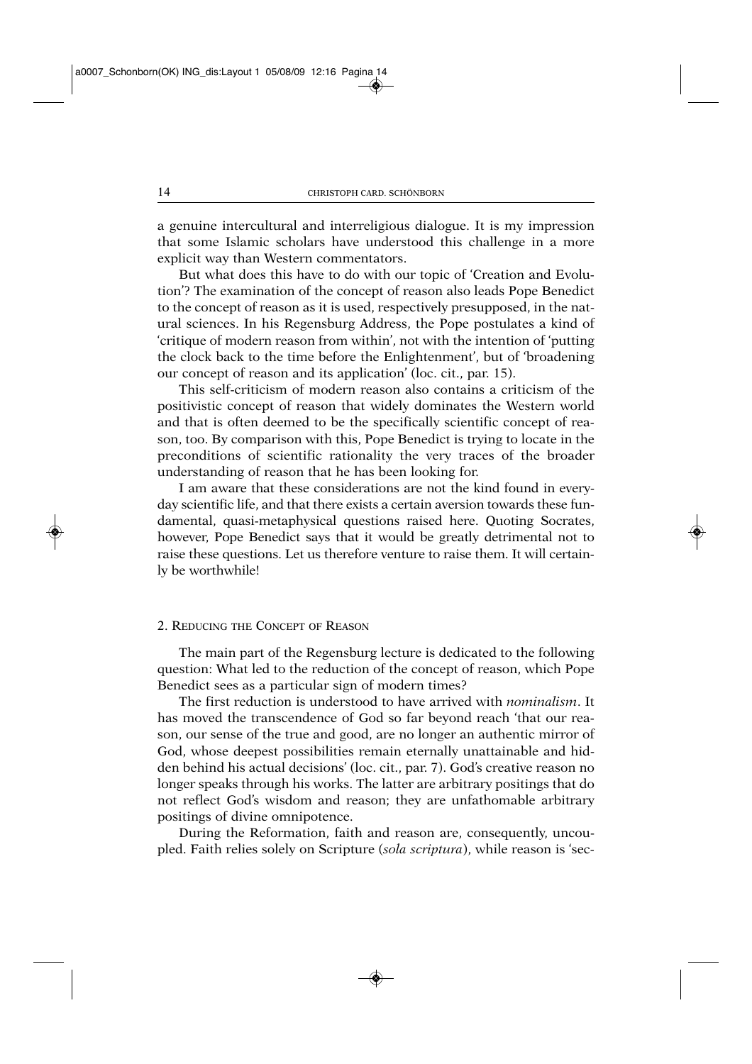a genuine intercultural and interreligious dialogue. It is my impression that some Islamic scholars have understood this challenge in a more explicit way than Western commentators.

But what does this have to do with our topic of 'Creation and Evolution'? The examination of the concept of reason also leads Pope Benedict to the concept of reason as it is used, respectively presupposed, in the natural sciences. In his Regensburg Address, the Pope postulates a kind of 'critique of modern reason from within', not with the intention of 'putting the clock back to the time before the Enlightenment', but of 'broadening our concept of reason and its application' (loc. cit., par. 15).

This self-criticism of modern reason also contains a criticism of the positivistic concept of reason that widely dominates the Western world and that is often deemed to be the specifically scientific concept of reason, too. By comparison with this, Pope Benedict is trying to locate in the preconditions of scientific rationality the very traces of the broader understanding of reason that he has been looking for.

I am aware that these considerations are not the kind found in everyday scientific life, and that there exists a certain aversion towards these fundamental, quasi-metaphysical questions raised here. Quoting Socrates, however, Pope Benedict says that it would be greatly detrimental not to raise these questions. Let us therefore venture to raise them. It will certainly be worthwhile!

## 2. Reducing the Concept of Reason

The main part of the Regensburg lecture is dedicated to the following question: What led to the reduction of the concept of reason, which Pope Benedict sees as a particular sign of modern times?

The first reduction is understood to have arrived with *nominalism*. It has moved the transcendence of God so far beyond reach 'that our reason, our sense of the true and good, are no longer an authentic mirror of God, whose deepest possibilities remain eternally unattainable and hidden behind his actual decisions' (loc. cit., par. 7). God's creative reason no longer speaks through his works. The latter are arbitrary positings that do not reflect God's wisdom and reason; they are unfathomable arbitrary positings of divine omnipotence.

During the Reformation, faith and reason are, consequently, uncoupled. Faith relies solely on Scripture (*sola scriptura*), while reason is 'sec-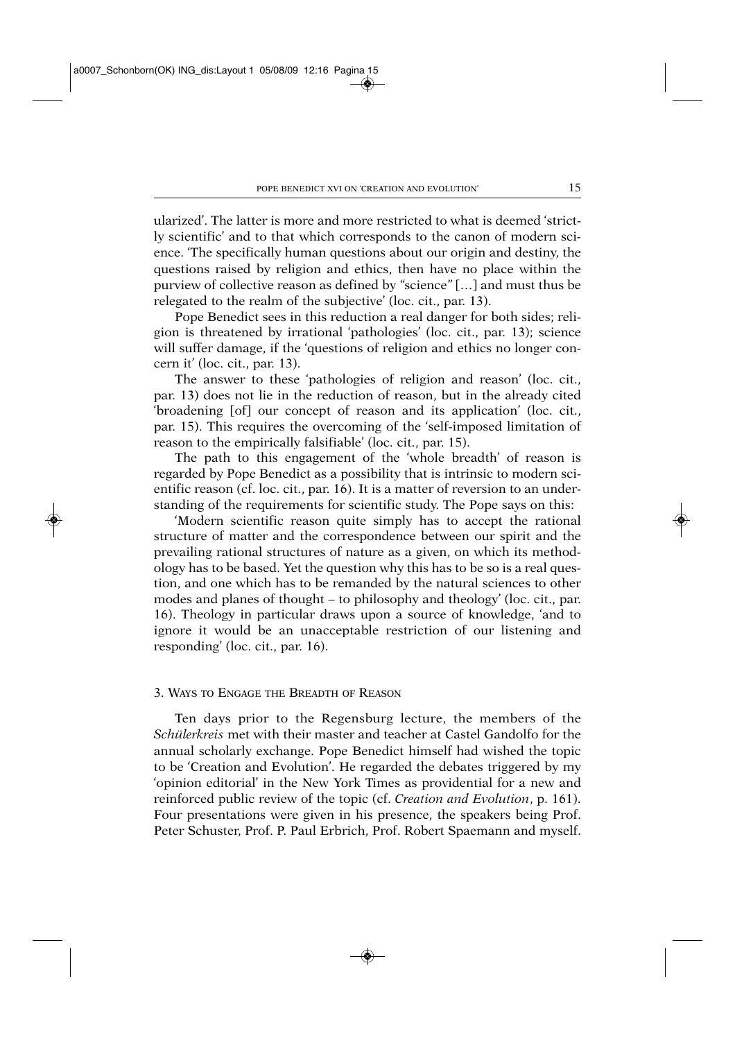ularized'. The latter is more and more restricted to what is deemed 'strictly scientific' and to that which corresponds to the canon of modern science. 'The specifically human questions about our origin and destiny, the questions raised by religion and ethics, then have no place within the purview of collective reason as defined by "science" […] and must thus be relegated to the realm of the subjective' (loc. cit., par. 13).

Pope Benedict sees in this reduction a real danger for both sides; religion is threatened by irrational 'pathologies' (loc. cit., par. 13); science will suffer damage, if the 'questions of religion and ethics no longer concern it' (loc. cit., par. 13).

The answer to these 'pathologies of religion and reason' (loc. cit., par. 13) does not lie in the reduction of reason, but in the already cited 'broadening [of] our concept of reason and its application' (loc. cit., par. 15). This requires the overcoming of the 'self-imposed limitation of reason to the empirically falsifiable' (loc. cit., par. 15).

The path to this engagement of the 'whole breadth' of reason is regarded by Pope Benedict as a possibility that is intrinsic to modern scientific reason (cf. loc. cit., par. 16). It is a matter of reversion to an understanding of the requirements for scientific study. The Pope says on this:

'Modern scientific reason quite simply has to accept the rational structure of matter and the correspondence between our spirit and the prevailing rational structures of nature as a given, on which its methodology has to be based. Yet the question why this has to be so is a real question, and one which has to be remanded by the natural sciences to other modes and planes of thought – to philosophy and theology' (loc. cit., par. 16). Theology in particular draws upon a source of knowledge, 'and to ignore it would be an unacceptable restriction of our listening and responding' (loc. cit., par. 16).

## 3. Ways to Engage the Breadth of Reason

Ten days prior to the Regensburg lecture, the members of the *Schülerkreis* met with their master and teacher at Castel Gandolfo for the annual scholarly exchange. Pope Benedict himself had wished the topic to be 'Creation and Evolution'. He regarded the debates triggered by my 'opinion editorial' in the New York Times as providential for a new and reinforced public review of the topic (cf. *Creation and Evolution*, p. 161). Four presentations were given in his presence, the speakers being Prof. Peter Schuster, Prof. P. Paul Erbrich, Prof. Robert Spaemann and myself.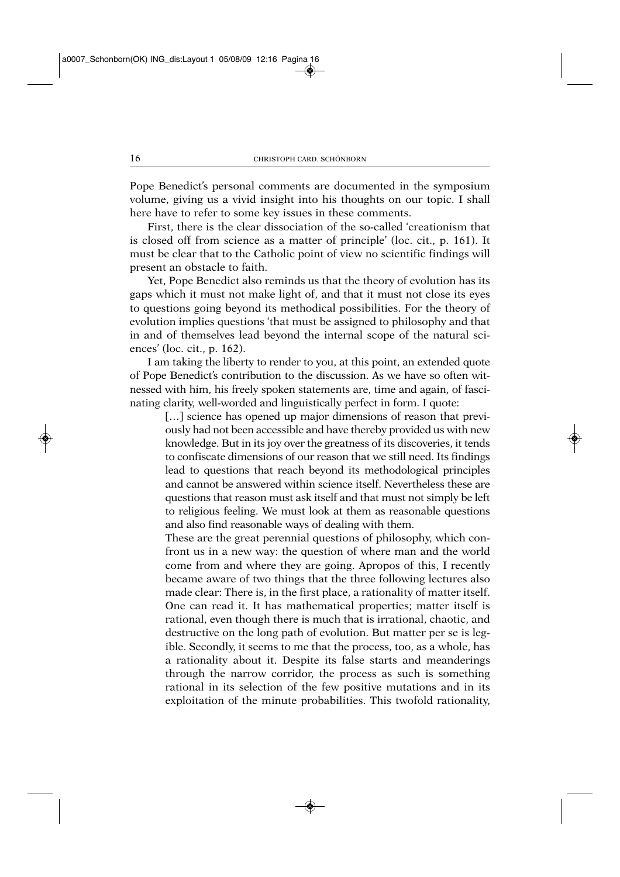Pope Benedict's personal comments are documented in the symposium volume, giving us a vivid insight into his thoughts on our topic. I shall here have to refer to some key issues in these comments.

First, there is the clear dissociation of the so-called 'creationism that is closed off from science as a matter of principle' (loc. cit., p. 161). It must be clear that to the Catholic point of view no scientific findings will present an obstacle to faith.

Yet, Pope Benedict also reminds us that the theory of evolution has its gaps which it must not make light of, and that it must not close its eyes to questions going beyond its methodical possibilities. For the theory of evolution implies questions 'that must be assigned to philosophy and that in and of themselves lead beyond the internal scope of the natural sciences' (loc. cit., p. 162).

I am taking the liberty to render to you, at this point, an extended quote of Pope Benedict's contribution to the discussion. As we have so often witnessed with him, his freely spoken statements are, time and again, of fascinating clarity, well-worded and linguistically perfect in form. I quote:

> […] science has opened up major dimensions of reason that previously had not been accessible and have thereby provided us with new knowledge. But in its joy over the greatness of its discoveries, it tends to confiscate dimensions of our reason that we still need. Its findings lead to questions that reach beyond its methodological principles and cannot be answered within science itself. Nevertheless these are questions that reason must ask itself and that must not simply be left to religious feeling. We must look at them as reasonable questions and also find reasonable ways of dealing with them.
>
> These are the great perennial questions of philosophy, which confront us in a new way: the question of where man and the world come from and where they are going. Apropos of this, I recently became aware of two things that the three following lectures also made clear: There is, in the first place, a rationality of matter itself. One can read it. It has mathematical properties; matter itself is rational, even though there is much that is irrational, chaotic, and destructive on the long path of evolution. But matter per se is legible. Secondly, it seems to me that the process, too, as a whole, has a rationality about it. Despite its false starts and meanderings through the narrow corridor, the process as such is something rational in its selection of the few positive mutations and in its exploitation of the minute probabilities. This twofold rationality,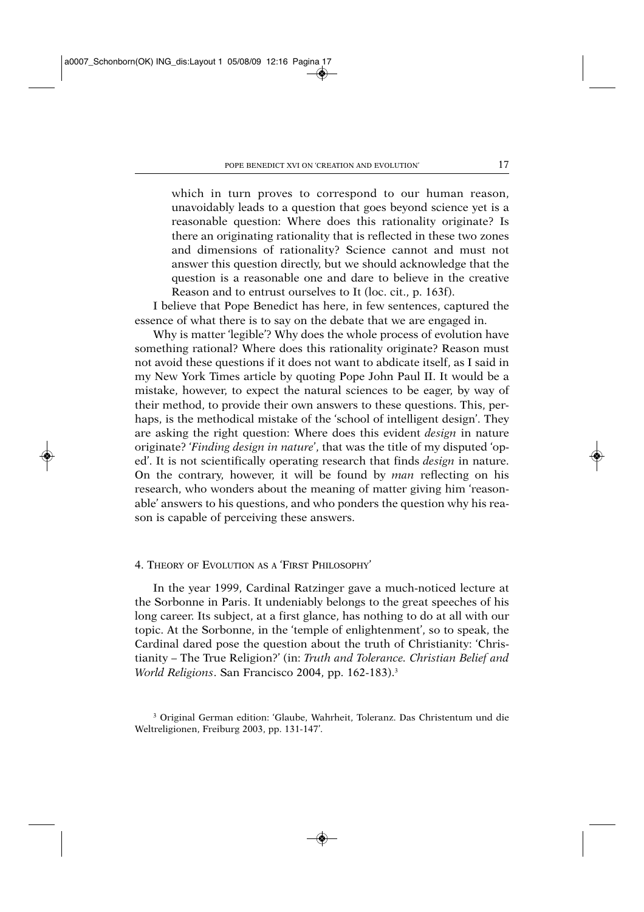> which in turn proves to correspond to our human reason, unavoidably leads to a question that goes beyond science yet is a reasonable question: Where does this rationality originate? Is there an originating rationality that is reflected in these two zones and dimensions of rationality? Science cannot and must not answer this question directly, but we should acknowledge that the question is a reasonable one and dare to believe in the creative Reason and to entrust ourselves to It (loc. cit., p. 163f).

I believe that Pope Benedict has here, in few sentences, captured the essence of what there is to say on the debate that we are engaged in.

Why is matter 'legible'? Why does the whole process of evolution have something rational? Where does this rationality originate? Reason must not avoid these questions if it does not want to abdicate itself, as I said in my New York Times article by quoting Pope John Paul II. It would be a mistake, however, to expect the natural sciences to be eager, by way of their method, to provide their own answers to these questions. This, perhaps, is the methodical mistake of the 'school of intelligent design'. They are asking the right question: Where does this evident *design* in nature originate? '*Finding design in nature*', that was the title of my disputed 'op-ed'. It is not scientifically operating research that finds *design* in nature. On the contrary, however, it will be found by *man* reflecting on his research, who wonders about the meaning of matter giving him 'reasonable' answers to his questions, and who ponders the question why his reason is capable of perceiving these answers.

## 4. Theory of Evolution as a 'First Philosophy'

In the year 1999, Cardinal Ratzinger gave a much-noticed lecture at the Sorbonne in Paris. It undeniably belongs to the great speeches of his long career. Its subject, at a first glance, has nothing to do at all with our topic. At the Sorbonne, in the 'temple of enlightenment', so to speak, the Cardinal dared pose the question about the truth of Christianity: 'Christianity – The True Religion?' (in: *Truth and Tolerance. Christian Belief and World Religions*. San Francisco 2004, pp. 162-183).[3]

[3] Original German edition: 'Glaube, Wahrheit, Toleranz. Das Christentum und die Weltreligionen, Freiburg 2003, pp. 131-147'.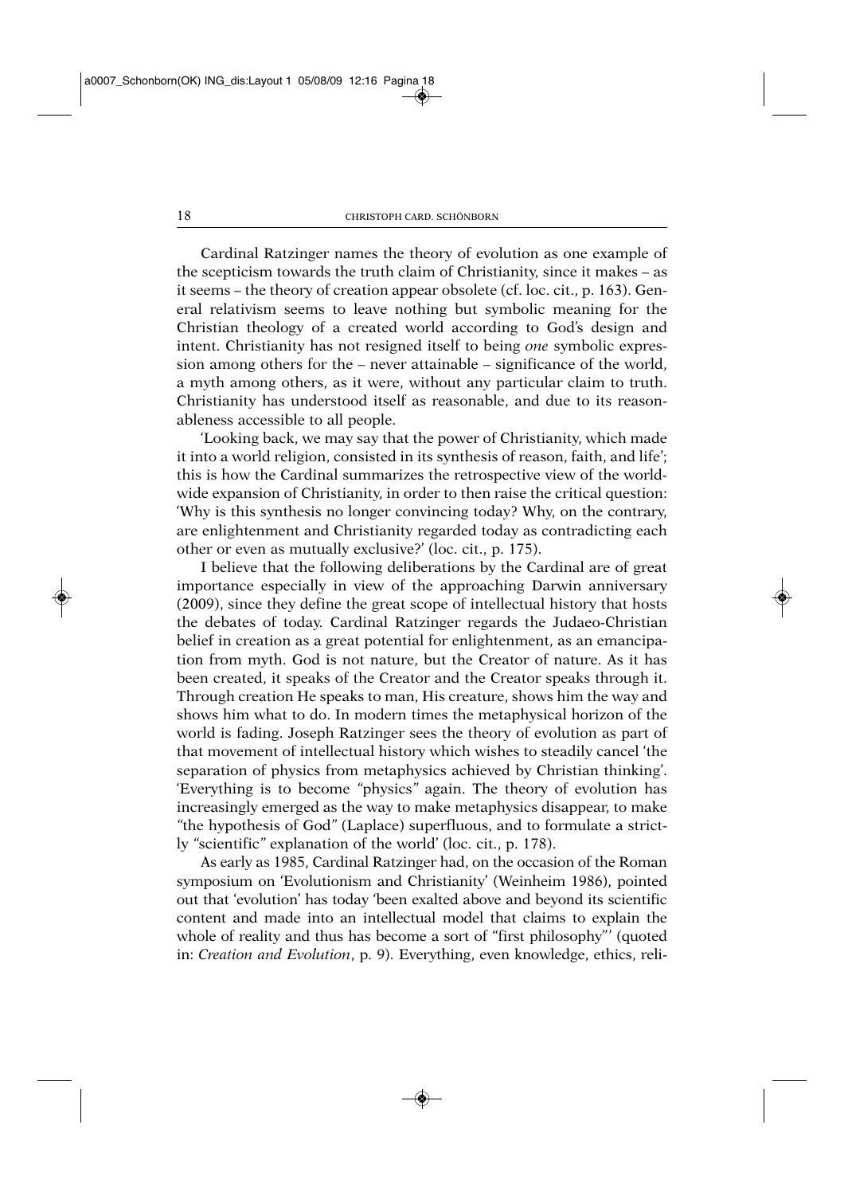Cardinal Ratzinger names the theory of evolution as one example of the scepticism towards the truth claim of Christianity, since it makes – as it seems – the theory of creation appear obsolete (cf. loc. cit., p. 163). General relativism seems to leave nothing but symbolic meaning for the Christian theology of a created world according to God's design and intent. Christianity has not resigned itself to being *one* symbolic expression among others for the – never attainable – significance of the world, a myth among others, as it were, without any particular claim to truth. Christianity has understood itself as reasonable, and due to its reasonableness accessible to all people.

'Looking back, we may say that the power of Christianity, which made it into a world religion, consisted in its synthesis of reason, faith, and life'; this is how the Cardinal summarizes the retrospective view of the worldwide expansion of Christianity, in order to then raise the critical question: 'Why is this synthesis no longer convincing today? Why, on the contrary, are enlightenment and Christianity regarded today as contradicting each other or even as mutually exclusive?' (loc. cit., p. 175).

I believe that the following deliberations by the Cardinal are of great importance especially in view of the approaching Darwin anniversary (2009), since they define the great scope of intellectual history that hosts the debates of today. Cardinal Ratzinger regards the Judaeo-Christian belief in creation as a great potential for enlightenment, as an emancipation from myth. God is not nature, but the Creator of nature. As it has been created, it speaks of the Creator and the Creator speaks through it. Through creation He speaks to man, His creature, shows him the way and shows him what to do. In modern times the metaphysical horizon of the world is fading. Joseph Ratzinger sees the theory of evolution as part of that movement of intellectual history which wishes to steadily cancel 'the separation of physics from metaphysics achieved by Christian thinking'. 'Everything is to become "physics" again. The theory of evolution has increasingly emerged as the way to make metaphysics disappear, to make "the hypothesis of God" (Laplace) superfluous, and to formulate a strictly "scientific" explanation of the world' (loc. cit., p. 178).

As early as 1985, Cardinal Ratzinger had, on the occasion of the Roman symposium on 'Evolutionism and Christianity' (Weinheim 1986), pointed out that 'evolution' has today 'been exalted above and beyond its scientific content and made into an intellectual model that claims to explain the whole of reality and thus has become a sort of "first philosophy"' (quoted in: *Creation and Evolution*, p. 9). Everything, even knowledge, ethics, reli-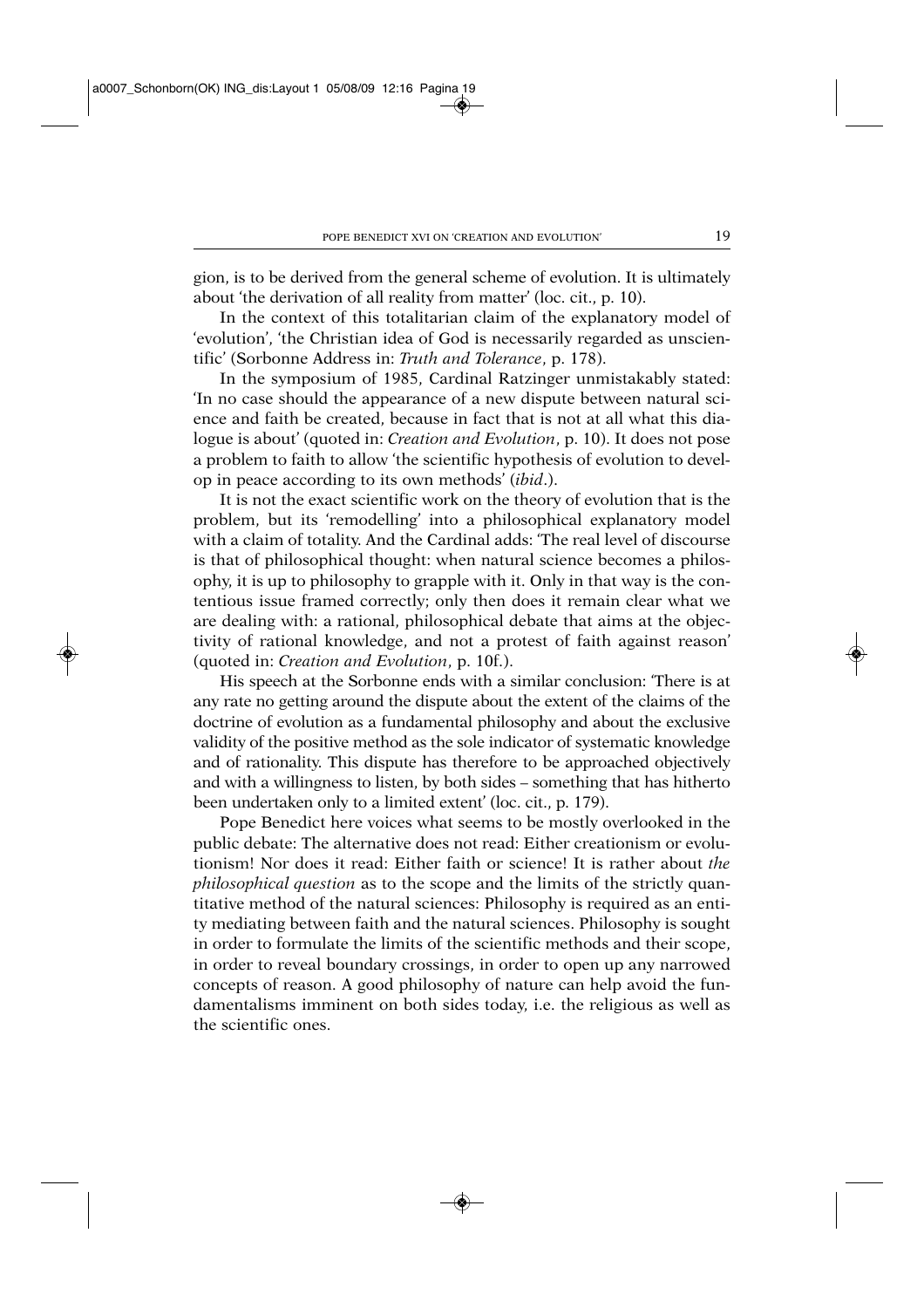gion, is to be derived from the general scheme of evolution. It is ultimately about 'the derivation of all reality from matter' (loc. cit., p. 10).

In the context of this totalitarian claim of the explanatory model of 'evolution', 'the Christian idea of God is necessarily regarded as unscientific' (Sorbonne Address in: *Truth and Tolerance*, p. 178).

In the symposium of 1985, Cardinal Ratzinger unmistakably stated: 'In no case should the appearance of a new dispute between natural science and faith be created, because in fact that is not at all what this dialogue is about' (quoted in: *Creation and Evolution*, p. 10). It does not pose a problem to faith to allow 'the scientific hypothesis of evolution to develop in peace according to its own methods' (*ibid*.).

It is not the exact scientific work on the theory of evolution that is the problem, but its 'remodelling' into a philosophical explanatory model with a claim of totality. And the Cardinal adds: 'The real level of discourse is that of philosophical thought: when natural science becomes a philosophy, it is up to philosophy to grapple with it. Only in that way is the contentious issue framed correctly; only then does it remain clear what we are dealing with: a rational, philosophical debate that aims at the objectivity of rational knowledge, and not a protest of faith against reason' (quoted in: *Creation and Evolution*, p. 10f.).

His speech at the Sorbonne ends with a similar conclusion: 'There is at any rate no getting around the dispute about the extent of the claims of the doctrine of evolution as a fundamental philosophy and about the exclusive validity of the positive method as the sole indicator of systematic knowledge and of rationality. This dispute has therefore to be approached objectively and with a willingness to listen, by both sides – something that has hitherto been undertaken only to a limited extent' (loc. cit., p. 179).

Pope Benedict here voices what seems to be mostly overlooked in the public debate: The alternative does not read: Either creationism or evolutionism! Nor does it read: Either faith or science! It is rather about *the philosophical question* as to the scope and the limits of the strictly quantitative method of the natural sciences: Philosophy is required as an entity mediating between faith and the natural sciences. Philosophy is sought in order to formulate the limits of the scientific methods and their scope, in order to reveal boundary crossings, in order to open up any narrowed concepts of reason. A good philosophy of nature can help avoid the fundamentalisms imminent on both sides today, i.e. the religious as well as the scientific ones.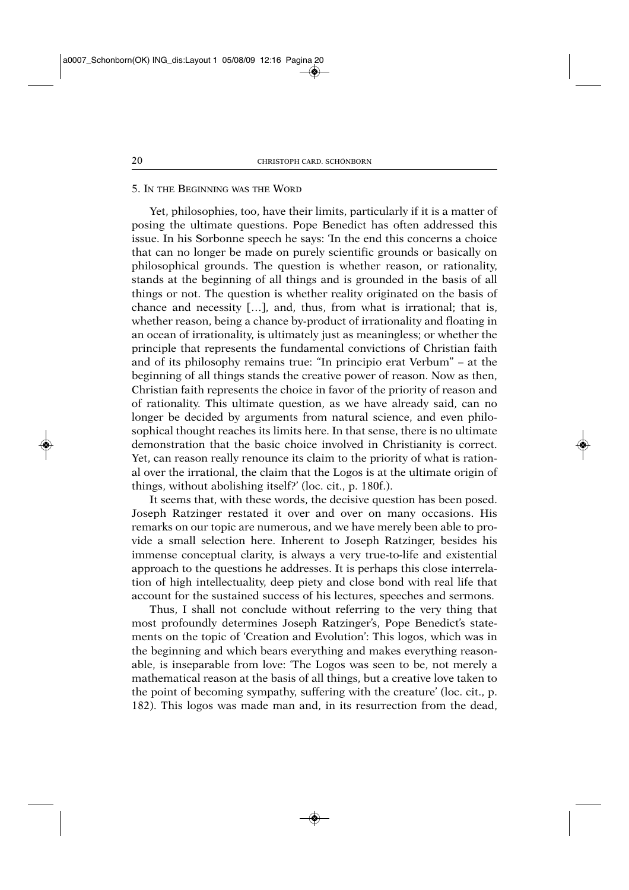## 5. In the Beginning was the Word

Yet, philosophies, too, have their limits, particularly if it is a matter of posing the ultimate questions. Pope Benedict has often addressed this issue. In his Sorbonne speech he says: 'In the end this concerns a choice that can no longer be made on purely scientific grounds or basically on philosophical grounds. The question is whether reason, or rationality, stands at the beginning of all things and is grounded in the basis of all things or not. The question is whether reality originated on the basis of chance and necessity […], and, thus, from what is irrational; that is, whether reason, being a chance by-product of irrationality and floating in an ocean of irrationality, is ultimately just as meaningless; or whether the principle that represents the fundamental convictions of Christian faith and of its philosophy remains true: "In principio erat Verbum" – at the beginning of all things stands the creative power of reason. Now as then, Christian faith represents the choice in favor of the priority of reason and of rationality. This ultimate question, as we have already said, can no longer be decided by arguments from natural science, and even philosophical thought reaches its limits here. In that sense, there is no ultimate demonstration that the basic choice involved in Christianity is correct. Yet, can reason really renounce its claim to the priority of what is rational over the irrational, the claim that the Logos is at the ultimate origin of things, without abolishing itself?' (loc. cit., p. 180f.).

It seems that, with these words, the decisive question has been posed. Joseph Ratzinger restated it over and over on many occasions. His remarks on our topic are numerous, and we have merely been able to provide a small selection here. Inherent to Joseph Ratzinger, besides his immense conceptual clarity, is always a very true-to-life and existential approach to the questions he addresses. It is perhaps this close interrelation of high intellectuality, deep piety and close bond with real life that account for the sustained success of his lectures, speeches and sermons.

Thus, I shall not conclude without referring to the very thing that most profoundly determines Joseph Ratzinger's, Pope Benedict's statements on the topic of 'Creation and Evolution': This logos, which was in the beginning and which bears everything and makes everything reasonable, is inseparable from love: 'The Logos was seen to be, not merely a mathematical reason at the basis of all things, but a creative love taken to the point of becoming sympathy, suffering with the creature' (loc. cit., p. 182). This logos was made man and, in its resurrection from the dead,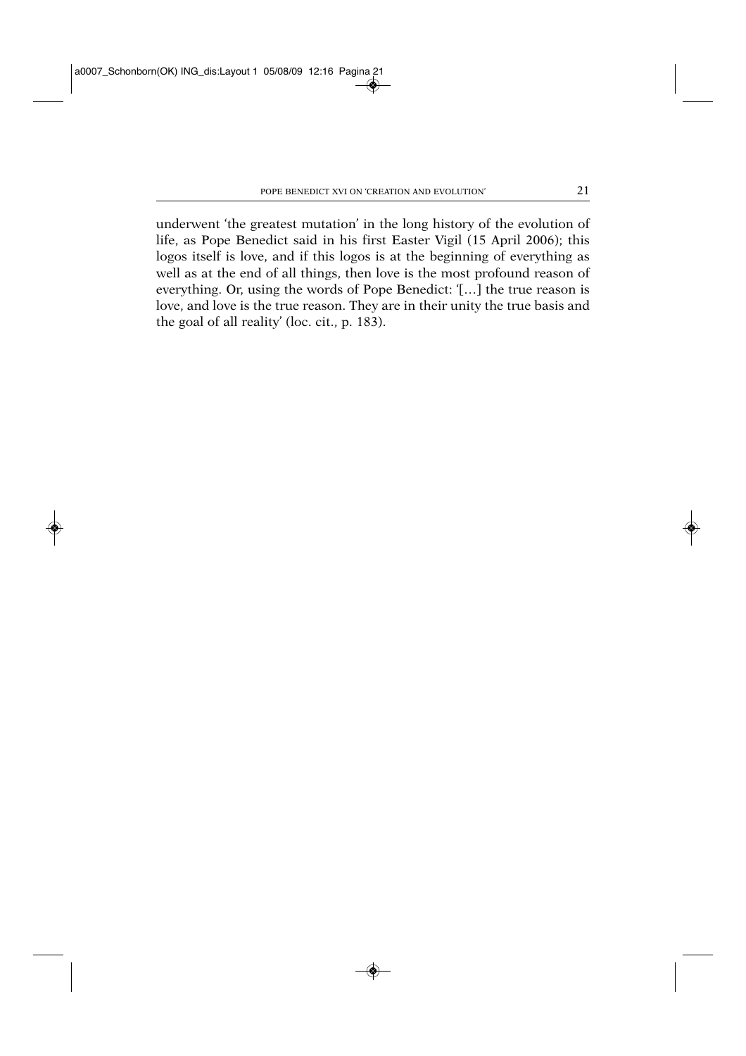underwent 'the greatest mutation' in the long history of the evolution of life, as Pope Benedict said in his first Easter Vigil (15 April 2006); this logos itself is love, and if this logos is at the beginning of everything as well as at the end of all things, then love is the most profound reason of everything. Or, using the words of Pope Benedict: '[…] the true reason is love, and love is the true reason. They are in their unity the true basis and the goal of all reality' (loc. cit., p. 183).